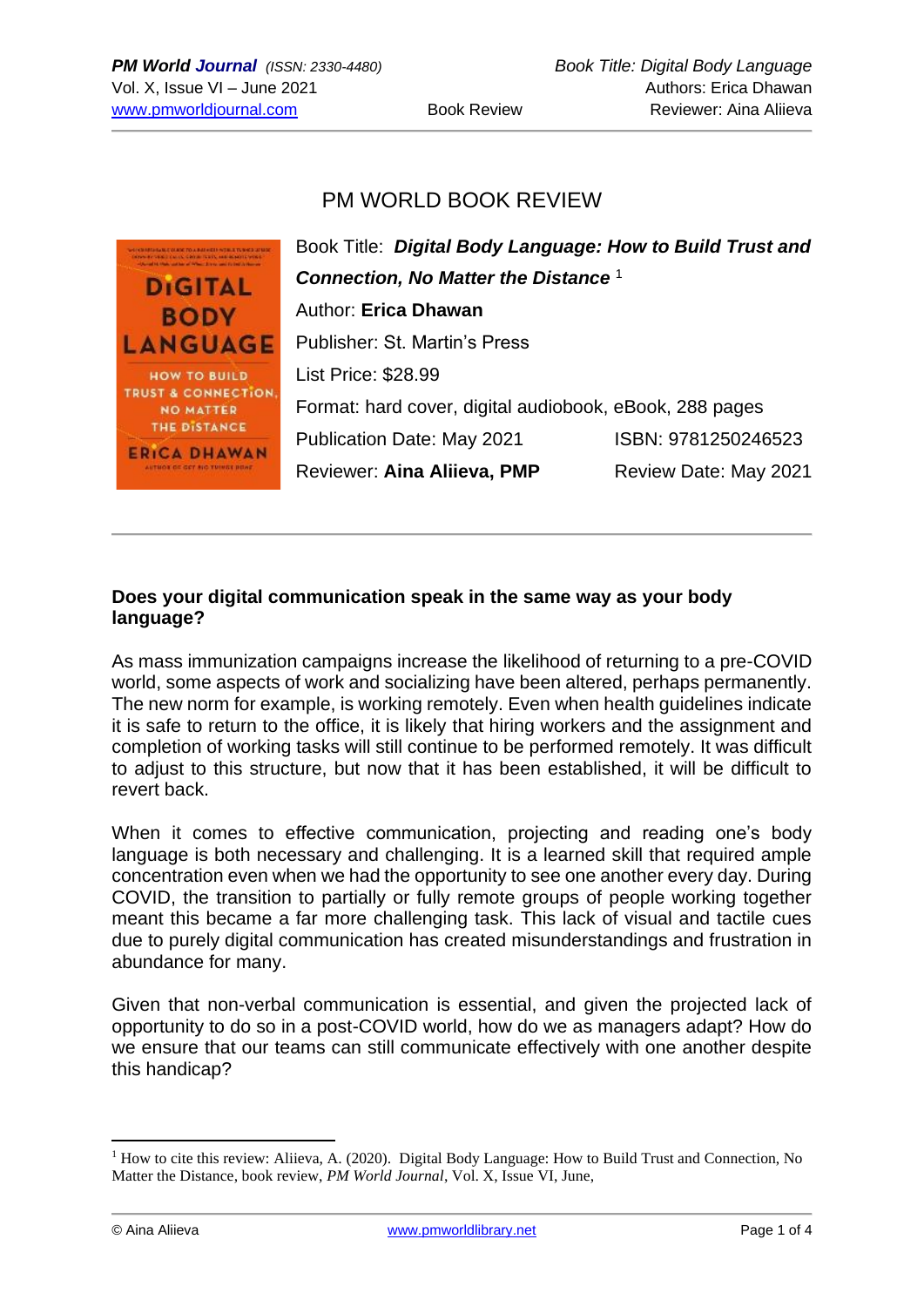# PM WORLD BOOK REVIEW

Book Title: ***Digital Body Language: How to Build Trust and Connection, No Matter the Distance*** [1]

Author: **Erica Dhawan**

Publisher: St. Martin's Press

List Price: $28.99

Format: hard cover, digital audiobook, eBook, 288 pages

Publication Date: May 2021 ISBN: 9781250246523

Reviewer: **Aina Aliieva, PMP** Review Date: May 2021

---

**Does your digital communication speak in the same way as your body language?**

As mass immunization campaigns increase the likelihood of returning to a pre-COVID world, some aspects of work and socializing have been altered, perhaps permanently. The new norm for example, is working remotely. Even when health guidelines indicate it is safe to return to the office, it is likely that hiring workers and the assignment and completion of working tasks will still continue to be performed remotely. It was difficult to adjust to this structure, but now that it has been established, it will be difficult to revert back.

When it comes to effective communication, projecting and reading one's body language is both necessary and challenging. It is a learned skill that required ample concentration even when we had the opportunity to see one another every day. During COVID, the transition to partially or fully remote groups of people working together meant this became a far more challenging task. This lack of visual and tactile cues due to purely digital communication has created misunderstandings and frustration in abundance for many.

Given that non-verbal communication is essential, and given the projected lack of opportunity to do so in a post-COVID world, how do we as managers adapt? How do we ensure that our teams can still communicate effectively with one another despite this handicap?

---

[1] How to cite this review: Aliieva, A. (2020). Digital Body Language: How to Build Trust and Connection, No Matter the Distance, book review, *PM World Journal*, Vol. X, Issue VI, June,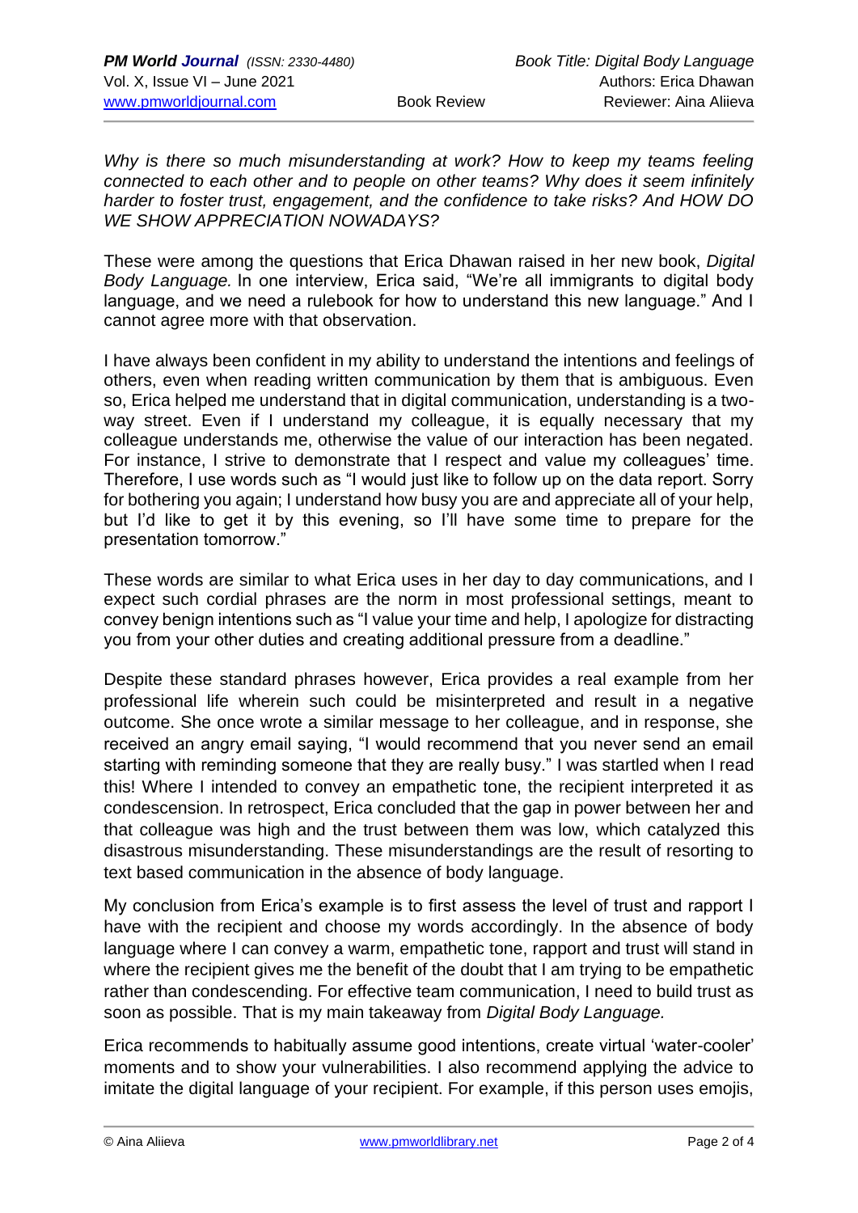*Why is there so much misunderstanding at work? How to keep my teams feeling connected to each other and to people on other teams? Why does it seem infinitely harder to foster trust, engagement, and the confidence to take risks? And HOW DO WE SHOW APPRECIATION NOWADAYS?*

These were among the questions that Erica Dhawan raised in her new book, *Digital Body Language.* In one interview, Erica said, "We're all immigrants to digital body language, and we need a rulebook for how to understand this new language." And I cannot agree more with that observation.

I have always been confident in my ability to understand the intentions and feelings of others, even when reading written communication by them that is ambiguous. Even so, Erica helped me understand that in digital communication, understanding is a two-way street. Even if I understand my colleague, it is equally necessary that my colleague understands me, otherwise the value of our interaction has been negated. For instance, I strive to demonstrate that I respect and value my colleagues' time. Therefore, I use words such as "I would just like to follow up on the data report. Sorry for bothering you again; I understand how busy you are and appreciate all of your help, but I'd like to get it by this evening, so I'll have some time to prepare for the presentation tomorrow."

These words are similar to what Erica uses in her day to day communications, and I expect such cordial phrases are the norm in most professional settings, meant to convey benign intentions such as "I value your time and help, I apologize for distracting you from your other duties and creating additional pressure from a deadline."

Despite these standard phrases however, Erica provides a real example from her professional life wherein such could be misinterpreted and result in a negative outcome. She once wrote a similar message to her colleague, and in response, she received an angry email saying, "I would recommend that you never send an email starting with reminding someone that they are really busy." I was startled when I read this! Where I intended to convey an empathetic tone, the recipient interpreted it as condescension. In retrospect, Erica concluded that the gap in power between her and that colleague was high and the trust between them was low, which catalyzed this disastrous misunderstanding. These misunderstandings are the result of resorting to text based communication in the absence of body language.

My conclusion from Erica's example is to first assess the level of trust and rapport I have with the recipient and choose my words accordingly. In the absence of body language where I can convey a warm, empathetic tone, rapport and trust will stand in where the recipient gives me the benefit of the doubt that I am trying to be empathetic rather than condescending. For effective team communication, I need to build trust as soon as possible. That is my main takeaway from *Digital Body Language.*

Erica recommends to habitually assume good intentions, create virtual 'water-cooler' moments and to show your vulnerabilities. I also recommend applying the advice to imitate the digital language of your recipient. For example, if this person uses emojis,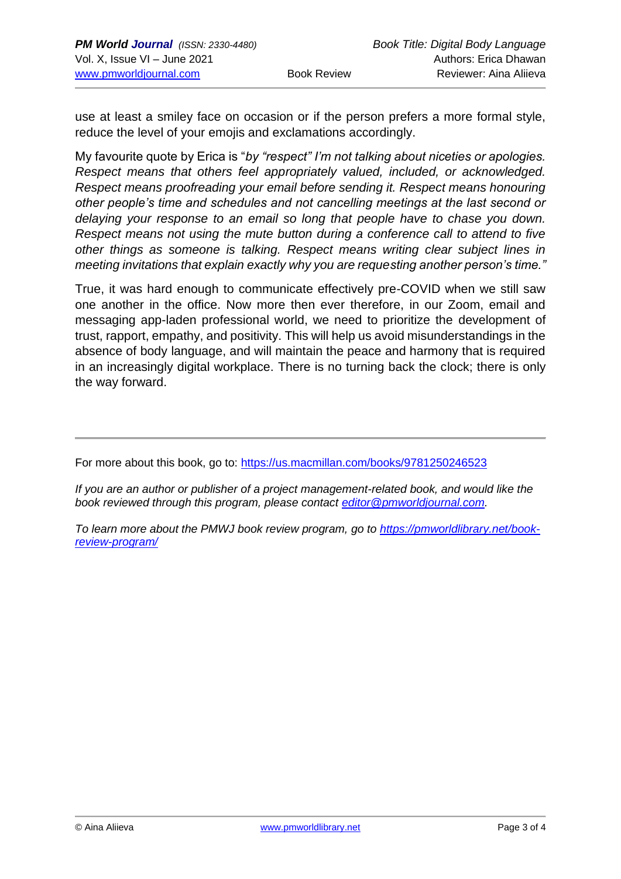use at least a smiley face on occasion or if the person prefers a more formal style, reduce the level of your emojis and exclamations accordingly.

My favourite quote by Erica is "*by "respect" I'm not talking about niceties or apologies. Respect means that others feel appropriately valued, included, or acknowledged. Respect means proofreading your email before sending it. Respect means honouring other people's time and schedules and not cancelling meetings at the last second or delaying your response to an email so long that people have to chase you down. Respect means not using the mute button during a conference call to attend to five other things as someone is talking. Respect means writing clear subject lines in meeting invitations that explain exactly why you are requesting another person's time."*

True, it was hard enough to communicate effectively pre-COVID when we still saw one another in the office. Now more then ever therefore, in our Zoom, email and messaging app-laden professional world, we need to prioritize the development of trust, rapport, empathy, and positivity. This will help us avoid misunderstandings in the absence of body language, and will maintain the peace and harmony that is required in an increasingly digital workplace. There is no turning back the clock; there is only the way forward.

---

For more about this book, go to: https://us.macmillan.com/books/9781250246523

*If you are an author or publisher of a project management-related book, and would like the book reviewed through this program, please contact editor@pmworldjournal.com.*

*To learn more about the PMWJ book review program, go to https://pmworldlibrary.net/book-review-program/*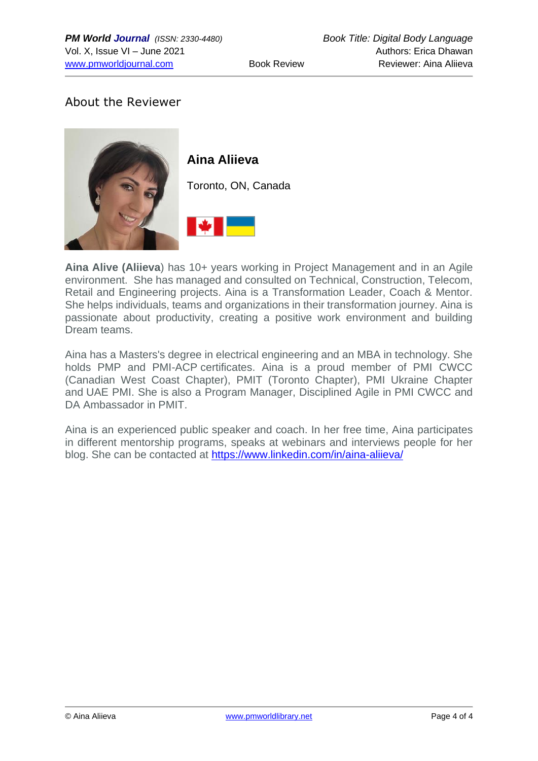## About the Reviewer

**Aina Aliieva**

Toronto, ON, Canada

**Aina Alive (Aliieva**) has 10+ years working in Project Management and in an Agile environment. She has managed and consulted on Technical, Construction, Telecom, Retail and Engineering projects. Aina is a Transformation Leader, Coach & Mentor. She helps individuals, teams and organizations in their transformation journey. Aina is passionate about productivity, creating a positive work environment and building Dream teams.

Aina has a Masters's degree in electrical engineering and an MBA in technology. She holds PMP and PMI-ACP certificates. Aina is a proud member of PMI CWCC (Canadian West Coast Chapter), PMIT (Toronto Chapter), PMI Ukraine Chapter and UAE PMI. She is also a Program Manager, Disciplined Agile in PMI CWCC and DA Ambassador in PMIT.

Aina is an experienced public speaker and coach. In her free time, Aina participates in different mentorship programs, speaks at webinars and interviews people for her blog. She can be contacted at https://www.linkedin.com/in/aina-aliieva/